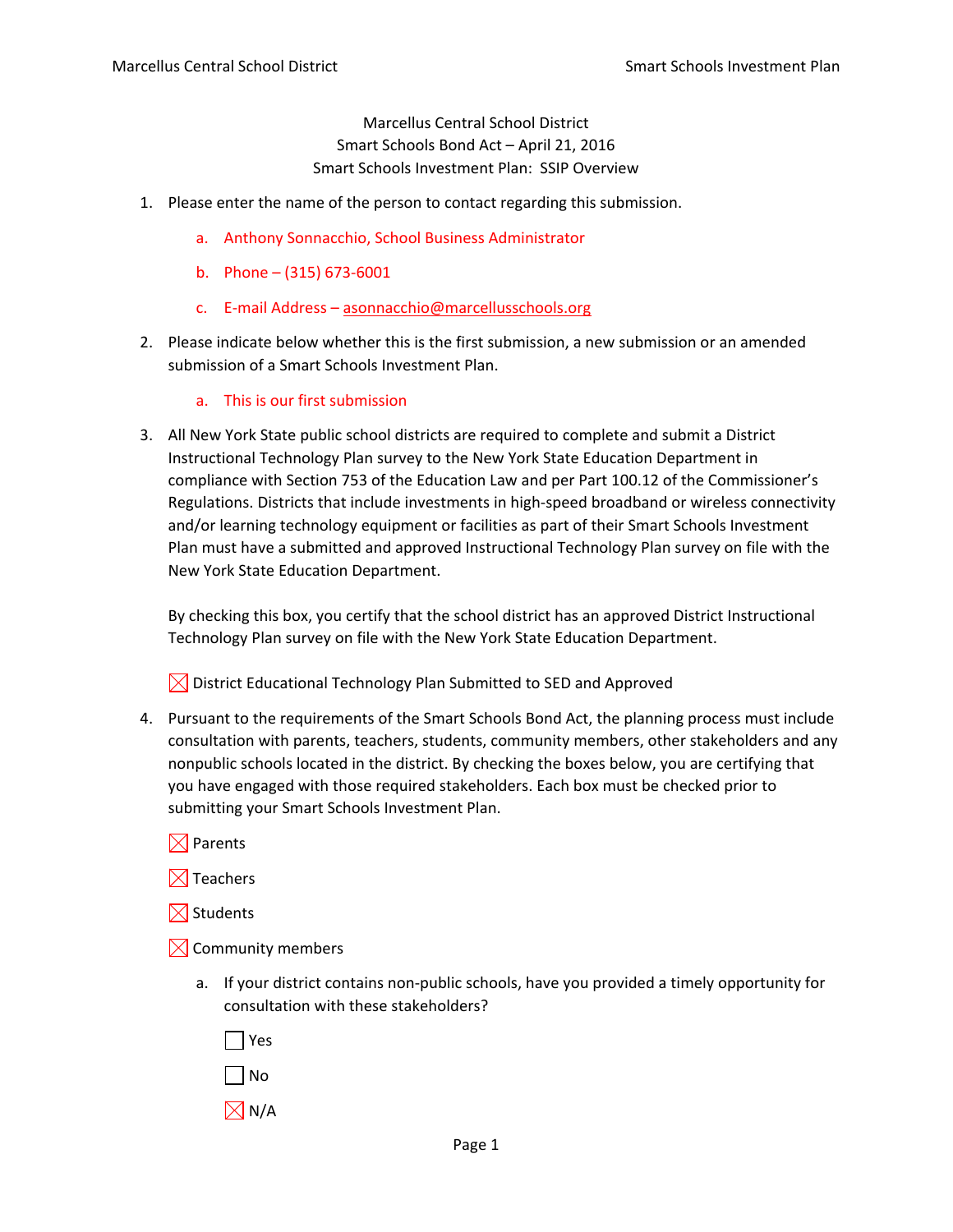Marcellus Central School District
Smart Schools Bond Act – April 21, 2016
Smart Schools Investment Plan: SSIP Overview

1. Please enter the name of the person to contact regarding this submission.

    a. Anthony Sonnacchio, School Business Administrator

    b. Phone – (315) 673-6001

    c. E-mail Address – asonnacchio@marcellusschools.org

2. Please indicate below whether this is the first submission, a new submission or an amended submission of a Smart Schools Investment Plan.

    a. This is our first submission

3. All New York State public school districts are required to complete and submit a District Instructional Technology Plan survey to the New York State Education Department in compliance with Section 753 of the Education Law and per Part 100.12 of the Commissioner's Regulations. Districts that include investments in high-speed broadband or wireless connectivity and/or learning technology equipment or facilities as part of their Smart Schools Investment Plan must have a submitted and approved Instructional Technology Plan survey on file with the New York State Education Department.

    By checking this box, you certify that the school district has an approved District Instructional Technology Plan survey on file with the New York State Education Department.

    ☒ District Educational Technology Plan Submitted to SED and Approved

4. Pursuant to the requirements of the Smart Schools Bond Act, the planning process must include consultation with parents, teachers, students, community members, other stakeholders and any nonpublic schools located in the district. By checking the boxes below, you are certifying that you have engaged with those required stakeholders. Each box must be checked prior to submitting your Smart Schools Investment Plan.

    ☒ Parents

    ☒ Teachers

    ☒ Students

    ☒ Community members

    a. If your district contains non-public schools, have you provided a timely opportunity for consultation with these stakeholders?

        ☐ Yes

        ☐ No

        ☒ N/A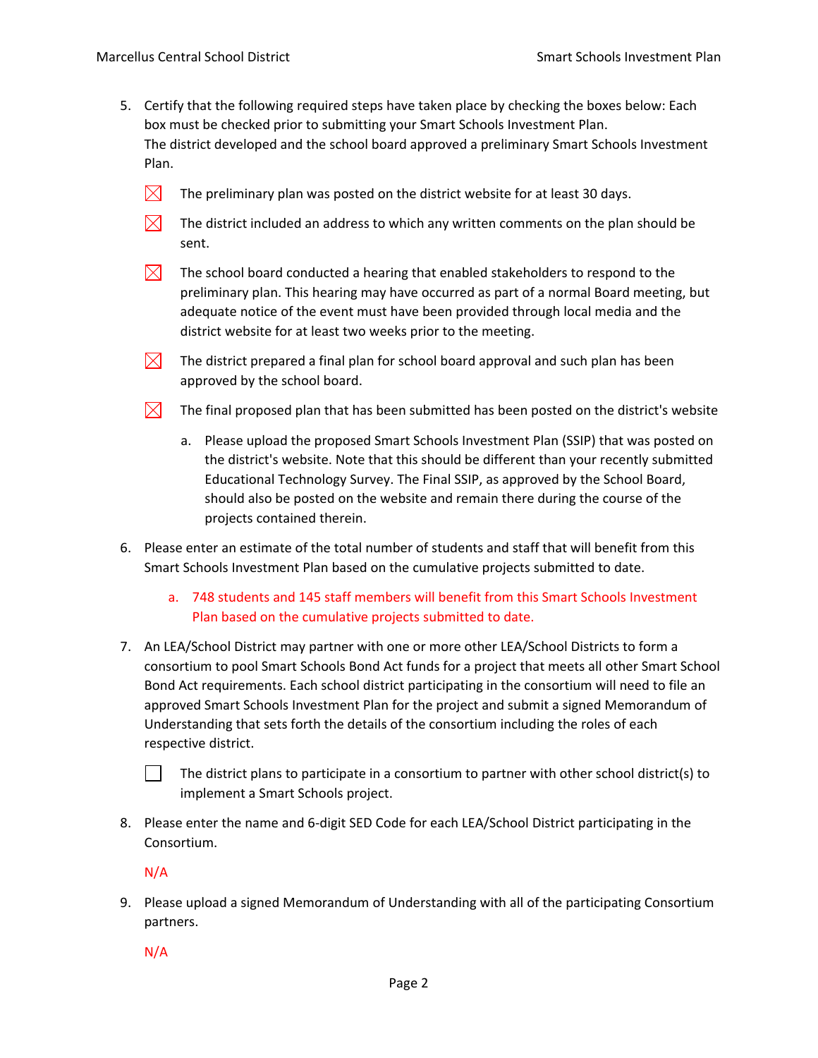5. Certify that the following required steps have taken place by checking the boxes below: Each box must be checked prior to submitting your Smart Schools Investment Plan.
   The district developed and the school board approved a preliminary Smart Schools Investment Plan.

   ☒ The preliminary plan was posted on the district website for at least 30 days.

   ☒ The district included an address to which any written comments on the plan should be sent.

   ☒ The school board conducted a hearing that enabled stakeholders to respond to the preliminary plan. This hearing may have occurred as part of a normal Board meeting, but adequate notice of the event must have been provided through local media and the district website for at least two weeks prior to the meeting.

   ☒ The district prepared a final plan for school board approval and such plan has been approved by the school board.

   ☒ The final proposed plan that has been submitted has been posted on the district's website

   a. Please upload the proposed Smart Schools Investment Plan (SSIP) that was posted on the district's website. Note that this should be different than your recently submitted Educational Technology Survey. The Final SSIP, as approved by the School Board, should also be posted on the website and remain there during the course of the projects contained therein.

6. Please enter an estimate of the total number of students and staff that will benefit from this Smart Schools Investment Plan based on the cumulative projects submitted to date.

   a. 748 students and 145 staff members will benefit from this Smart Schools Investment Plan based on the cumulative projects submitted to date.

7. An LEA/School District may partner with one or more other LEA/School Districts to form a consortium to pool Smart Schools Bond Act funds for a project that meets all other Smart School Bond Act requirements. Each school district participating in the consortium will need to file an approved Smart Schools Investment Plan for the project and submit a signed Memorandum of Understanding that sets forth the details of the consortium including the roles of each respective district.

   ☐ The district plans to participate in a consortium to partner with other school district(s) to implement a Smart Schools project.

8. Please enter the name and 6-digit SED Code for each LEA/School District participating in the Consortium.

   N/A

9. Please upload a signed Memorandum of Understanding with all of the participating Consortium partners.

   N/A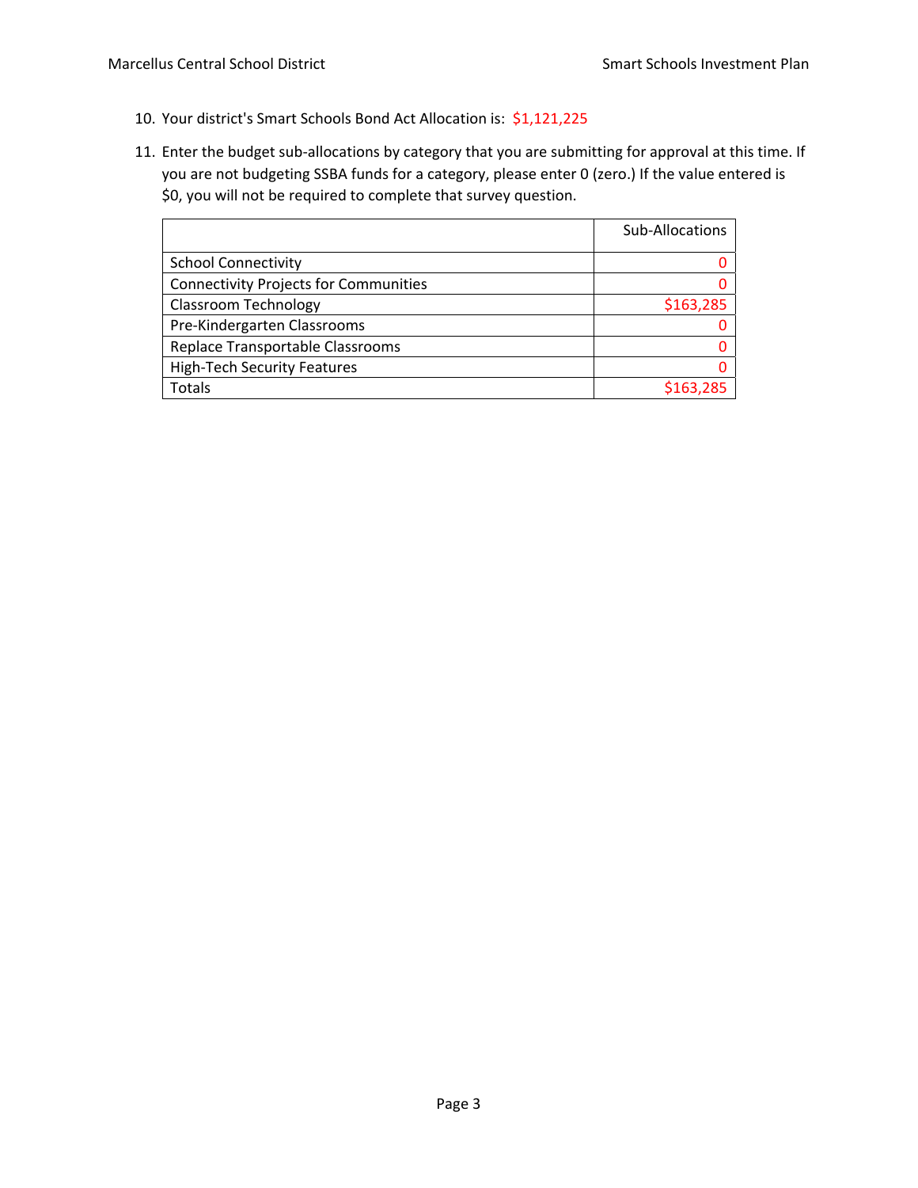10. Your district's Smart Schools Bond Act Allocation is: $1,121,225

11. Enter the budget sub-allocations by category that you are submitting for approval at this time. If you are not budgeting SSBA funds for a category, please enter 0 (zero.) If the value entered is $0, you will not be required to complete that survey question.

| | Sub-Allocations |
|---|---|
| School Connectivity | 0 |
| Connectivity Projects for Communities | 0 |
| Classroom Technology | $163,285 |
| Pre-Kindergarten Classrooms | 0 |
| Replace Transportable Classrooms | 0 |
| High-Tech Security Features | 0 |
| Totals | $163,285 |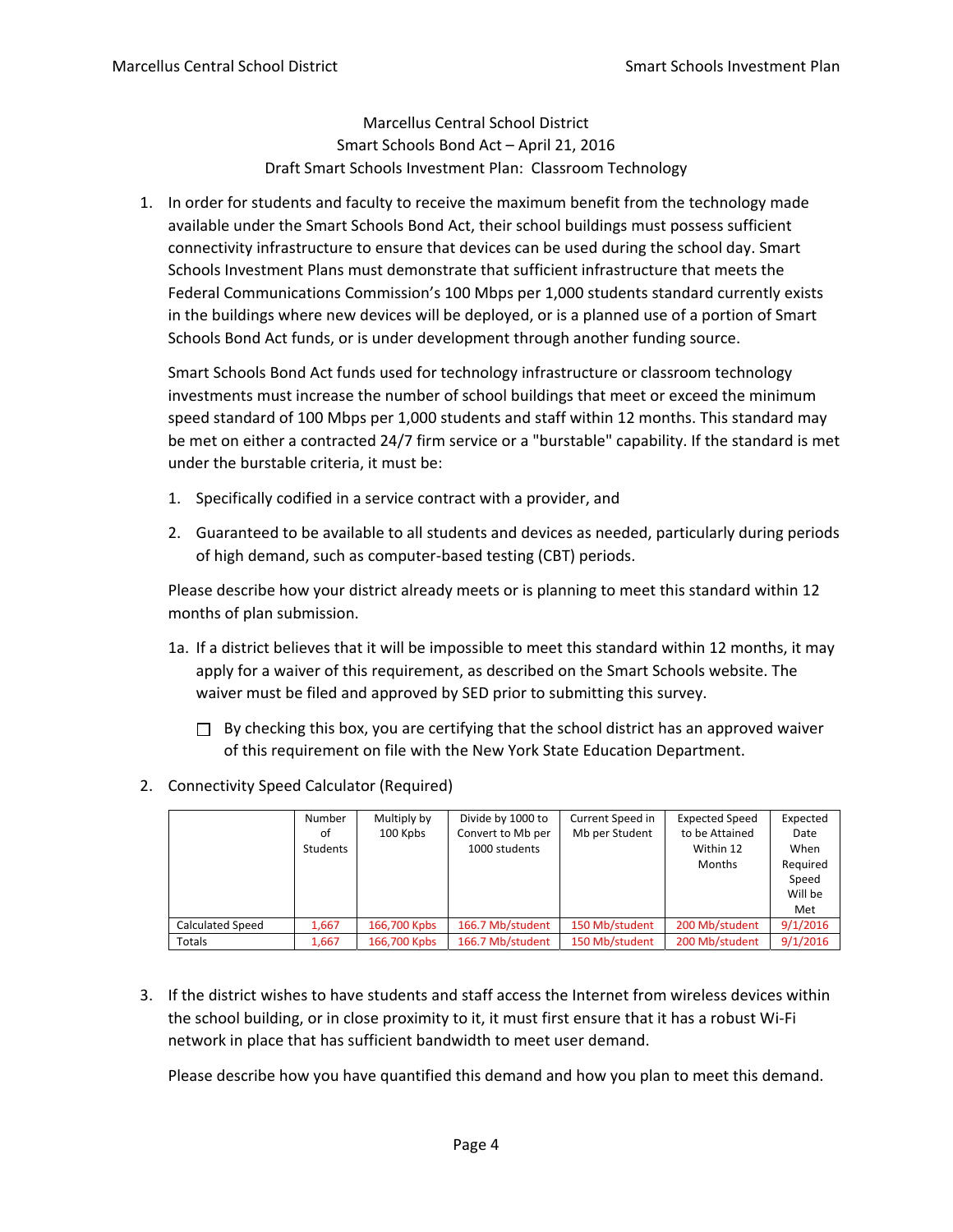Marcellus Central School District
Smart Schools Bond Act – April 21, 2016
Draft Smart Schools Investment Plan: Classroom Technology

1. In order for students and faculty to receive the maximum benefit from the technology made available under the Smart Schools Bond Act, their school buildings must possess sufficient connectivity infrastructure to ensure that devices can be used during the school day. Smart Schools Investment Plans must demonstrate that sufficient infrastructure that meets the Federal Communications Commission's 100 Mbps per 1,000 students standard currently exists in the buildings where new devices will be deployed, or is a planned use of a portion of Smart Schools Bond Act funds, or is under development through another funding source.

   Smart Schools Bond Act funds used for technology infrastructure or classroom technology investments must increase the number of school buildings that meet or exceed the minimum speed standard of 100 Mbps per 1,000 students and staff within 12 months. This standard may be met on either a contracted 24/7 firm service or a "burstable" capability. If the standard is met under the burstable criteria, it must be:

   1. Specifically codified in a service contract with a provider, and
   2. Guaranteed to be available to all students and devices as needed, particularly during periods of high demand, such as computer-based testing (CBT) periods.

   Please describe how your district already meets or is planning to meet this standard within 12 months of plan submission.

   1a. If a district believes that it will be impossible to meet this standard within 12 months, it may apply for a waiver of this requirement, as described on the Smart Schools website. The waiver must be filed and approved by SED prior to submitting this survey.

   ☐ By checking this box, you are certifying that the school district has an approved waiver of this requirement on file with the New York State Education Department.

2. Connectivity Speed Calculator (Required)

| | Number of Students | Multiply by 100 Kpbs | Divide by 1000 to Convert to Mb per 1000 students | Current Speed in Mb per Student | Expected Speed to be Attained Within 12 Months | Expected Date When Required Speed Will be Met |
|---|---|---|---|---|---|---|
| Calculated Speed | 1,667 | 166,700 Kpbs | 166.7 Mb/student | 150 Mb/student | 200 Mb/student | 9/1/2016 |
| Totals | 1,667 | 166,700 Kpbs | 166.7 Mb/student | 150 Mb/student | 200 Mb/student | 9/1/2016 |

3. If the district wishes to have students and staff access the Internet from wireless devices within the school building, or in close proximity to it, it must first ensure that it has a robust Wi-Fi network in place that has sufficient bandwidth to meet user demand.

   Please describe how you have quantified this demand and how you plan to meet this demand.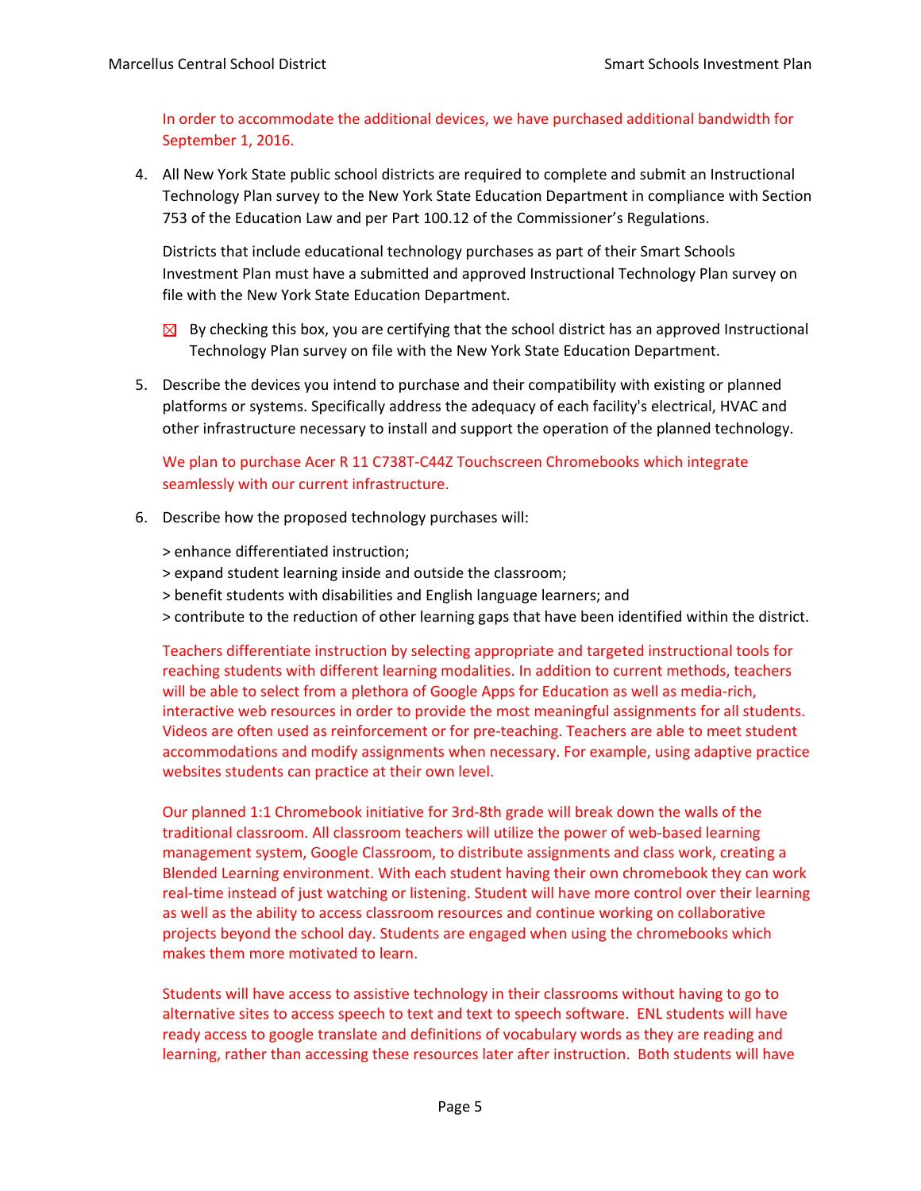In order to accommodate the additional devices, we have purchased additional bandwidth for September 1, 2016.

4. All New York State public school districts are required to complete and submit an Instructional Technology Plan survey to the New York State Education Department in compliance with Section 753 of the Education Law and per Part 100.12 of the Commissioner's Regulations.

   Districts that include educational technology purchases as part of their Smart Schools Investment Plan must have a submitted and approved Instructional Technology Plan survey on file with the New York State Education Department.

   ☒ By checking this box, you are certifying that the school district has an approved Instructional Technology Plan survey on file with the New York State Education Department.

5. Describe the devices you intend to purchase and their compatibility with existing or planned platforms or systems. Specifically address the adequacy of each facility's electrical, HVAC and other infrastructure necessary to install and support the operation of the planned technology.

   We plan to purchase Acer R 11 C738T-C44Z Touchscreen Chromebooks which integrate seamlessly with our current infrastructure.

6. Describe how the proposed technology purchases will:

   > enhance differentiated instruction;
   > expand student learning inside and outside the classroom;
   > benefit students with disabilities and English language learners; and
   > contribute to the reduction of other learning gaps that have been identified within the district.

   Teachers differentiate instruction by selecting appropriate and targeted instructional tools for reaching students with different learning modalities. In addition to current methods, teachers will be able to select from a plethora of Google Apps for Education as well as media-rich, interactive web resources in order to provide the most meaningful assignments for all students. Videos are often used as reinforcement or for pre-teaching. Teachers are able to meet student accommodations and modify assignments when necessary. For example, using adaptive practice websites students can practice at their own level.

   Our planned 1:1 Chromebook initiative for 3rd-8th grade will break down the walls of the traditional classroom. All classroom teachers will utilize the power of web-based learning management system, Google Classroom, to distribute assignments and class work, creating a Blended Learning environment. With each student having their own chromebook they can work real-time instead of just watching or listening. Student will have more control over their learning as well as the ability to access classroom resources and continue working on collaborative projects beyond the school day. Students are engaged when using the chromebooks which makes them more motivated to learn.

   Students will have access to assistive technology in their classrooms without having to go to alternative sites to access speech to text and text to speech software. ENL students will have ready access to google translate and definitions of vocabulary words as they are reading and learning, rather than accessing these resources later after instruction. Both students will have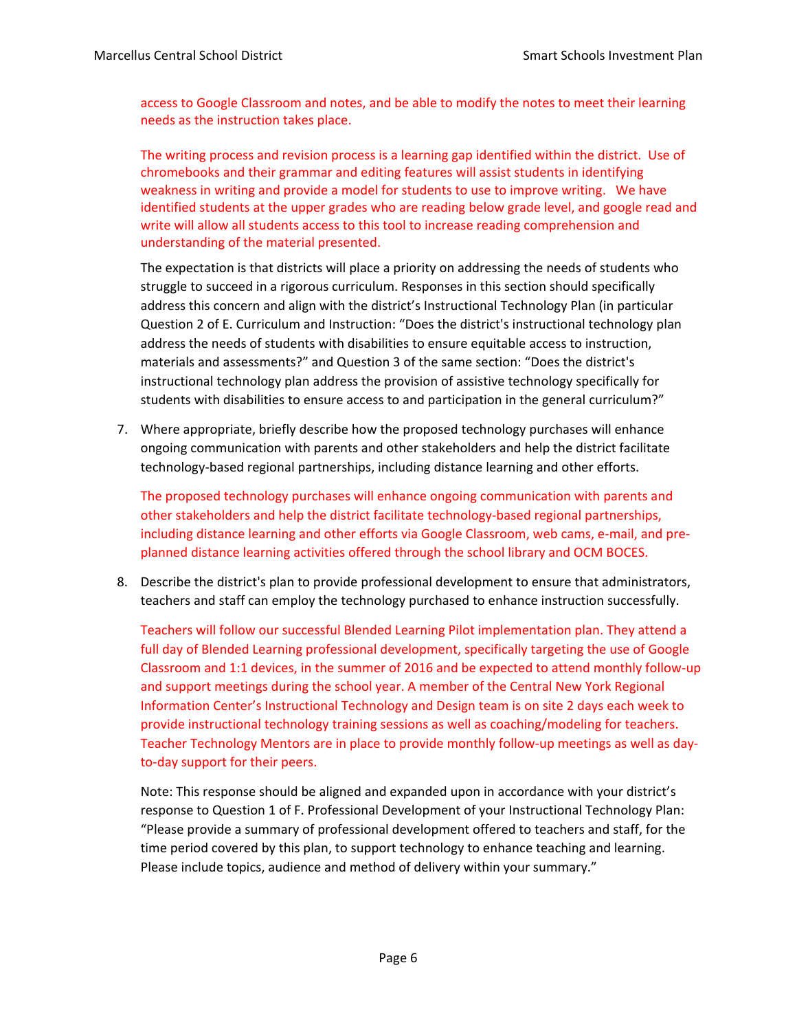access to Google Classroom and notes, and be able to modify the notes to meet their learning needs as the instruction takes place.

The writing process and revision process is a learning gap identified within the district. Use of chromebooks and their grammar and editing features will assist students in identifying weakness in writing and provide a model for students to use to improve writing. We have identified students at the upper grades who are reading below grade level, and google read and write will allow all students access to this tool to increase reading comprehension and understanding of the material presented.

The expectation is that districts will place a priority on addressing the needs of students who struggle to succeed in a rigorous curriculum. Responses in this section should specifically address this concern and align with the district's Instructional Technology Plan (in particular Question 2 of E. Curriculum and Instruction: "Does the district's instructional technology plan address the needs of students with disabilities to ensure equitable access to instruction, materials and assessments?" and Question 3 of the same section: "Does the district's instructional technology plan address the provision of assistive technology specifically for students with disabilities to ensure access to and participation in the general curriculum?"

7. Where appropriate, briefly describe how the proposed technology purchases will enhance ongoing communication with parents and other stakeholders and help the district facilitate technology-based regional partnerships, including distance learning and other efforts.

   The proposed technology purchases will enhance ongoing communication with parents and other stakeholders and help the district facilitate technology-based regional partnerships, including distance learning and other efforts via Google Classroom, web cams, e-mail, and pre-planned distance learning activities offered through the school library and OCM BOCES.

8. Describe the district's plan to provide professional development to ensure that administrators, teachers and staff can employ the technology purchased to enhance instruction successfully.

   Teachers will follow our successful Blended Learning Pilot implementation plan. They attend a full day of Blended Learning professional development, specifically targeting the use of Google Classroom and 1:1 devices, in the summer of 2016 and be expected to attend monthly follow-up and support meetings during the school year. A member of the Central New York Regional Information Center's Instructional Technology and Design team is on site 2 days each week to provide instructional technology training sessions as well as coaching/modeling for teachers. Teacher Technology Mentors are in place to provide monthly follow-up meetings as well as day-to-day support for their peers.

   Note: This response should be aligned and expanded upon in accordance with your district's response to Question 1 of F. Professional Development of your Instructional Technology Plan: "Please provide a summary of professional development offered to teachers and staff, for the time period covered by this plan, to support technology to enhance teaching and learning. Please include topics, audience and method of delivery within your summary."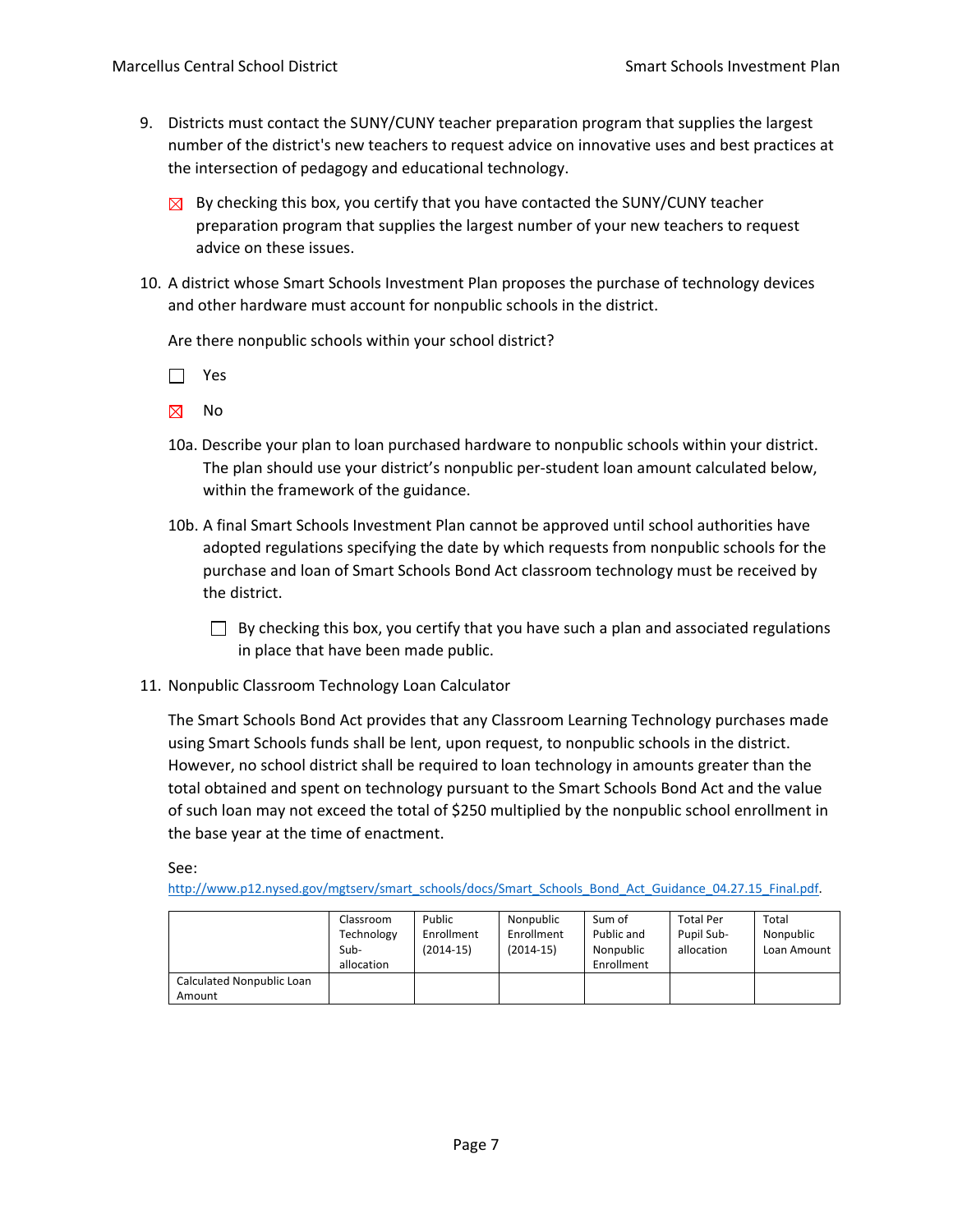9. Districts must contact the SUNY/CUNY teacher preparation program that supplies the largest number of the district's new teachers to request advice on innovative uses and best practices at the intersection of pedagogy and educational technology.

   ☒ By checking this box, you certify that you have contacted the SUNY/CUNY teacher preparation program that supplies the largest number of your new teachers to request advice on these issues.

10. A district whose Smart Schools Investment Plan proposes the purchase of technology devices and other hardware must account for nonpublic schools in the district.

    Are there nonpublic schools within your school district?

    ☐ Yes

    ☒ No

    10a. Describe your plan to loan purchased hardware to nonpublic schools within your district. The plan should use your district's nonpublic per-student loan amount calculated below, within the framework of the guidance.

    10b. A final Smart Schools Investment Plan cannot be approved until school authorities have adopted regulations specifying the date by which requests from nonpublic schools for the purchase and loan of Smart Schools Bond Act classroom technology must be received by the district.

    ☐ By checking this box, you certify that you have such a plan and associated regulations in place that have been made public.

11. Nonpublic Classroom Technology Loan Calculator

    The Smart Schools Bond Act provides that any Classroom Learning Technology purchases made using Smart Schools funds shall be lent, upon request, to nonpublic schools in the district. However, no school district shall be required to loan technology in amounts greater than the total obtained and spent on technology pursuant to the Smart Schools Bond Act and the value of such loan may not exceed the total of $250 multiplied by the nonpublic school enrollment in the base year at the time of enactment.

    See: http://www.p12.nysed.gov/mgtserv/smart_schools/docs/Smart_Schools_Bond_Act_Guidance_04.27.15_Final.pdf.

| | Classroom Technology Sub-allocation | Public Enrollment (2014-15) | Nonpublic Enrollment (2014-15) | Sum of Public and Nonpublic Enrollment | Total Per Pupil Sub-allocation | Total Nonpublic Loan Amount |
|---|---|---|---|---|---|---|
| Calculated Nonpublic Loan Amount | | | | | | |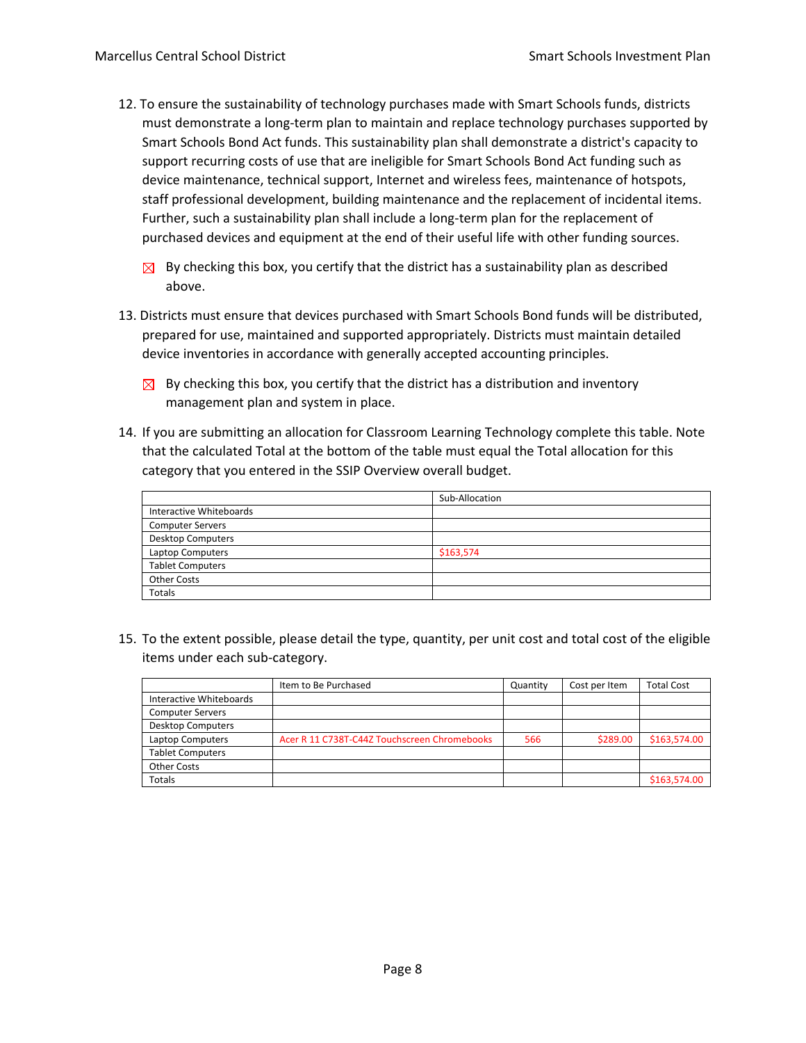12. To ensure the sustainability of technology purchases made with Smart Schools funds, districts must demonstrate a long-term plan to maintain and replace technology purchases supported by Smart Schools Bond Act funds. This sustainability plan shall demonstrate a district's capacity to support recurring costs of use that are ineligible for Smart Schools Bond Act funding such as device maintenance, technical support, Internet and wireless fees, maintenance of hotspots, staff professional development, building maintenance and the replacement of incidental items. Further, such a sustainability plan shall include a long-term plan for the replacement of purchased devices and equipment at the end of their useful life with other funding sources.

   ☒ By checking this box, you certify that the district has a sustainability plan as described above.

13. Districts must ensure that devices purchased with Smart Schools Bond funds will be distributed, prepared for use, maintained and supported appropriately. Districts must maintain detailed device inventories in accordance with generally accepted accounting principles.

   ☒ By checking this box, you certify that the district has a distribution and inventory management plan and system in place.

14. If you are submitting an allocation for Classroom Learning Technology complete this table. Note that the calculated Total at the bottom of the table must equal the Total allocation for this category that you entered in the SSIP Overview overall budget.

| | Sub-Allocation |
|---|---|
| Interactive Whiteboards | |
| Computer Servers | |
| Desktop Computers | |
| Laptop Computers | $163,574 |
| Tablet Computers | |
| Other Costs | |
| Totals | |

15. To the extent possible, please detail the type, quantity, per unit cost and total cost of the eligible items under each sub-category.

| | Item to Be Purchased | Quantity | Cost per Item | Total Cost |
|---|---|---|---|---|
| Interactive Whiteboards | | | | |
| Computer Servers | | | | |
| Desktop Computers | | | | |
| Laptop Computers | Acer R 11 C738T-C44Z Touchscreen Chromebooks | 566 | $289.00 | $163,574.00 |
| Tablet Computers | | | | |
| Other Costs | | | | |
| Totals | | | | $163,574.00 |